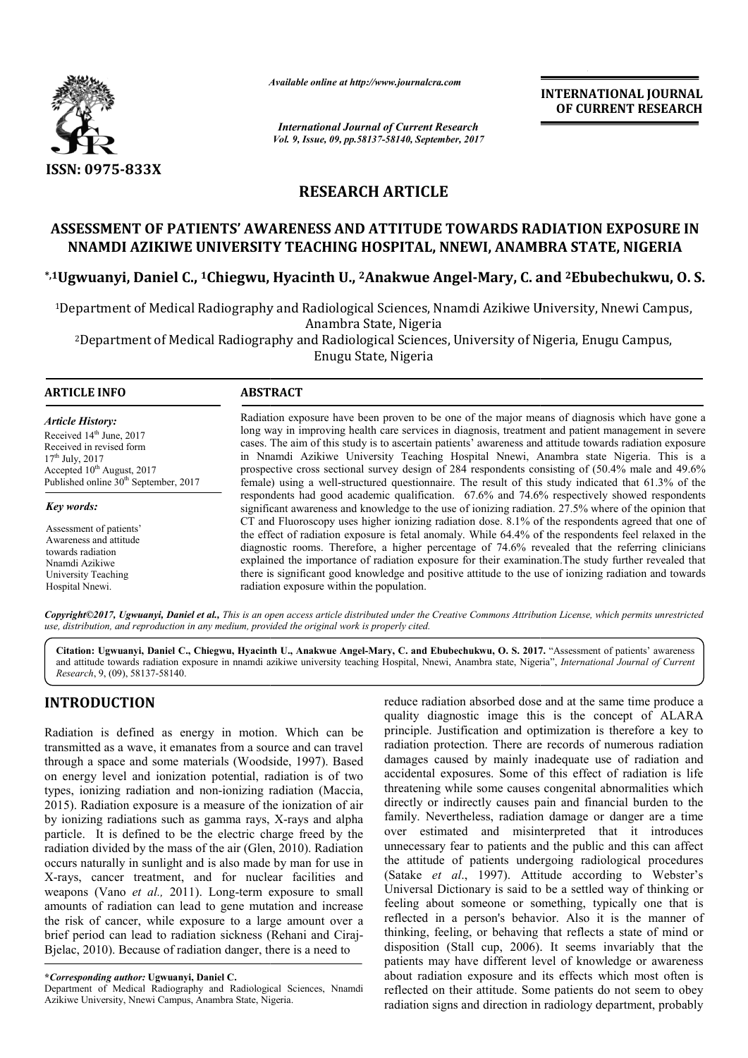ISSN: 0975-833X

*Available online at http://www.journalcra.com*

*International Journal of Current Research*
*Vol. 9, Issue, 09, pp.58137-58140, September, 2017*

**INTERNATIONAL JOURNAL OF CURRENT RESEARCH**

## RESEARCH ARTICLE

# ASSESSMENT OF PATIENTS' AWARENESS AND ATTITUDE TOWARDS RADIATION EXPOSURE IN NNAMDI AZIKIWE UNIVERSITY TEACHING HOSPITAL, NNEWI, ANAMBRA STATE, NIGERIA

**[*,1]Ugwuanyi, Daniel C., [1]Chiegwu, Hyacinth U., [2]Anakwue Angel-Mary, C. and [2]Ebubechukwu, O. S.**

[1]Department of Medical Radiography and Radiological Sciences, Nnamdi Azikiwe University, Nnewi Campus, Anambra State, Nigeria

[2]Department of Medical Radiography and Radiological Sciences, University of Nigeria, Enugu Campus, Enugu State, Nigeria

### ARTICLE INFO

*Article History:*
Received 14th June, 2017
Received in revised form 17th July, 2017
Accepted 10th August, 2017
Published online 30th September, 2017

*Key words:*
Assessment of patients' Awareness and attitude towards radiation Nnamdi Azikiwe University Teaching Hospital Nnewi.

### ABSTRACT

Radiation exposure have been proven to be one of the major means of diagnosis which have gone a long way in improving health care services in diagnosis, treatment and patient management in severe cases. The aim of this study is to ascertain patients' awareness and attitude towards radiation exposure in Nnamdi Azikiwe University Teaching Hospital Nnewi, Anambra state Nigeria. This is a prospective cross sectional survey design of 284 respondents consisting of (50.4% male and 49.6% female) using a well-structured questionnaire. The result of this study indicated that 61.3% of the respondents had good academic qualification. 67.6% and 74.6% respectively showed respondents significant awareness and knowledge to the use of ionizing radiation. 27.5% where of the opinion that CT and Fluoroscopy uses higher ionizing radiation dose. 8.1% of the respondents agreed that one of the effect of radiation exposure is fetal anomaly. While 64.4% of the respondents feel relaxed in the diagnostic rooms. Therefore, a higher percentage of 74.6% revealed that the referring clinicians explained the importance of radiation exposure for their examination.The study further revealed that there is significant good knowledge and positive attitude to the use of ionizing radiation and towards radiation exposure within the population.

*Copyright©2017, Ugwuanyi, Daniel et al., This is an open access article distributed under the Creative Commons Attribution License, which permits unrestricted use, distribution, and reproduction in any medium, provided the original work is properly cited.*

**Citation: Ugwuanyi, Daniel C., Chiegwu, Hyacinth U., Anakwue Angel-Mary, C. and Ebubechukwu, O. S. 2017.** "Assessment of patients' awareness and attitude towards radiation exposure in nnamdi azikiwe university teaching Hospital, Nnewi, Anambra state, Nigeria", *International Journal of Current Research*, 9, (09), 58137-58140.

## INTRODUCTION

Radiation is defined as energy in motion. Which can be transmitted as a wave, it emanates from a source and can travel through a space and some materials (Woodside, 1997). Based on energy level and ionization potential, radiation is of two types, ionizing radiation and non-ionizing radiation (Maccia, 2015). Radiation exposure is a measure of the ionization of air by ionizing radiations such as gamma rays, X-rays and alpha particle. It is defined to be the electric charge freed by the radiation divided by the mass of the air (Glen, 2010). Radiation occurs naturally in sunlight and is also made by man for use in X-rays, cancer treatment, and for nuclear facilities and weapons (Vano *et al.,* 2011). Long-term exposure to small amounts of radiation can lead to gene mutation and increase the risk of cancer, while exposure to a large amount over a brief period can lead to radiation sickness (Rehani and Ciraj-Bjelac, 2010). Because of radiation danger, there is a need to reduce radiation absorbed dose and at the same time produce a quality diagnostic image this is the concept of ALARA principle. Justification and optimization is therefore a key to radiation protection. There are records of numerous radiation damages caused by mainly inadequate use of radiation and accidental exposures. Some of this effect of radiation is life threatening while some causes congenital abnormalities which directly or indirectly causes pain and financial burden to the family. Nevertheless, radiation damage or danger are a time over estimated and misinterpreted that it introduces unnecessary fear to patients and the public and this can affect the attitude of patients undergoing radiological procedures (Satake *et al*., 1997). Attitude according to Webster's Universal Dictionary is said to be a settled way of thinking or feeling about someone or something, typically one that is reflected in a person's behavior. Also it is the manner of thinking, feeling, or behaving that reflects a state of mind or disposition (Stall cup, 2006). It seems invariably that the patients may have different level of knowledge or awareness about radiation exposure and its effects which most often is reflected on their attitude. Some patients do not seem to obey radiation signs and direction in radiology department, probably

***Corresponding author:* Ugwuanyi, Daniel C.**
Department of Medical Radiography and Radiological Sciences, Nnamdi Azikiwe University, Nnewi Campus, Anambra State, Nigeria.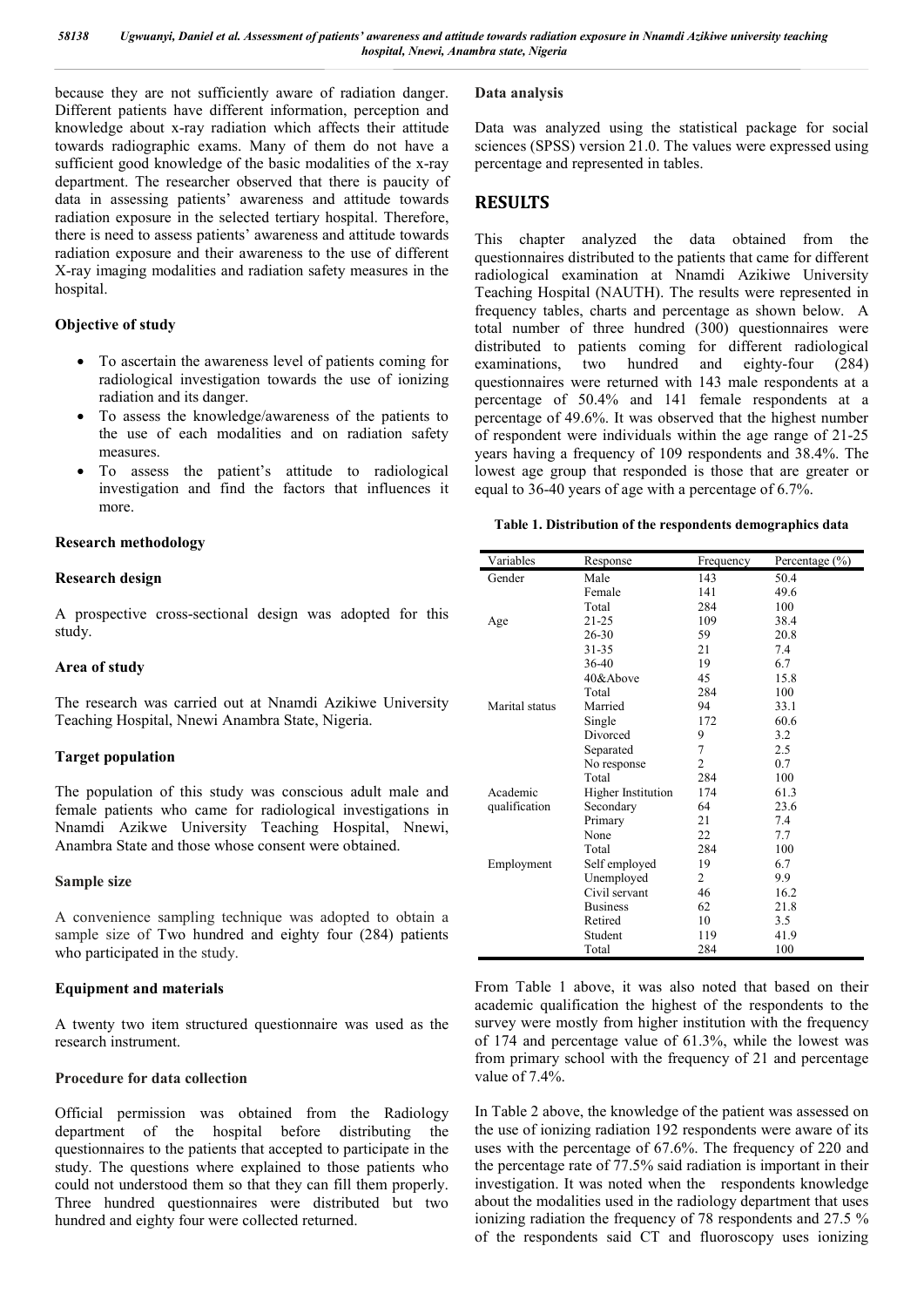because they are not sufficiently aware of radiation danger. Different patients have different information, perception and knowledge about x-ray radiation which affects their attitude towards radiographic exams. Many of them do not have a sufficient good knowledge of the basic modalities of the x-ray department. The researcher observed that there is paucity of data in assessing patients' awareness and attitude towards radiation exposure in the selected tertiary hospital. Therefore, there is need to assess patients' awareness and attitude towards radiation exposure and their awareness to the use of different X-ray imaging modalities and radiation safety measures in the hospital.

### Objective of study

- To ascertain the awareness level of patients coming for radiological investigation towards the use of ionizing radiation and its danger.
- To assess the knowledge/awareness of the patients to the use of each modalities and on radiation safety measures.
- To assess the patient's attitude to radiological investigation and find the factors that influences it more.

### Research methodology

### Research design

A prospective cross-sectional design was adopted for this study.

### Area of study

The research was carried out at Nnamdi Azikiwe University Teaching Hospital, Nnewi Anambra State, Nigeria.

### Target population

The population of this study was conscious adult male and female patients who came for radiological investigations in Nnamdi Azikwe University Teaching Hospital, Nnewi, Anambra State and those whose consent were obtained.

### Sample size

A convenience sampling technique was adopted to obtain a sample size of Two hundred and eighty four (284) patients who participated in the study.

### Equipment and materials

A twenty two item structured questionnaire was used as the research instrument.

### Procedure for data collection

Official permission was obtained from the Radiology department of the hospital before distributing the questionnaires to the patients that accepted to participate in the study. The questions where explained to those patients who could not understood them so that they can fill them properly. Three hundred questionnaires were distributed but two hundred and eighty four were collected returned.

### Data analysis

Data was analyzed using the statistical package for social sciences (SPSS) version 21.0. The values were expressed using percentage and represented in tables.

## RESULTS

This chapter analyzed the data obtained from the questionnaires distributed to the patients that came for different radiological examination at Nnamdi Azikiwe University Teaching Hospital (NAUTH). The results were represented in frequency tables, charts and percentage as shown below. A total number of three hundred (300) questionnaires were distributed to patients coming for different radiological examinations, two hundred and eighty-four (284) questionnaires were returned with 143 male respondents at a percentage of 50.4% and 141 female respondents at a percentage of 49.6%. It was observed that the highest number of respondent were individuals within the age range of 21-25 years having a frequency of 109 respondents and 38.4%. The lowest age group that responded is those that are greater or equal to 36-40 years of age with a percentage of 6.7%.

**Table 1. Distribution of the respondents demographics data**

| Variables | Response | Frequency | Percentage (%) |
|---|---|---|---|
| Gender | Male | 143 | 50.4 |
| | Female | 141 | 49.6 |
| | Total | 284 | 100 |
| Age | 21-25 | 109 | 38.4 |
| | 26-30 | 59 | 20.8 |
| | 31-35 | 21 | 7.4 |
| | 36-40 | 19 | 6.7 |
| | 40&Above | 45 | 15.8 |
| | Total | 284 | 100 |
| Marital status | Married | 94 | 33.1 |
| | Single | 172 | 60.6 |
| | Divorced | 9 | 3.2 |
| | Separated | 7 | 2.5 |
| | No response | 2 | 0.7 |
| | Total | 284 | 100 |
| Academic qualification | Higher Institution | 174 | 61.3 |
| | Secondary | 64 | 23.6 |
| | Primary | 21 | 7.4 |
| | None | 22 | 7.7 |
| | Total | 284 | 100 |
| Employment | Self employed | 19 | 6.7 |
| | Unemployed | 2 | 9.9 |
| | Civil servant | 46 | 16.2 |
| | Business | 62 | 21.8 |
| | Retired | 10 | 3.5 |
| | Student | 119 | 41.9 |
| | Total | 284 | 100 |

From Table 1 above, it was also noted that based on their academic qualification the highest of the respondents to the survey were mostly from higher institution with the frequency of 174 and percentage value of 61.3%, while the lowest was from primary school with the frequency of 21 and percentage value of 7.4%.

In Table 2 above, the knowledge of the patient was assessed on the use of ionizing radiation 192 respondents were aware of its uses with the percentage of 67.6%. The frequency of 220 and the percentage rate of 77.5% said radiation is important in their investigation. It was noted when the respondents knowledge about the modalities used in the radiology department that uses ionizing radiation the frequency of 78 respondents and 27.5 % of the respondents said CT and fluoroscopy uses ionizing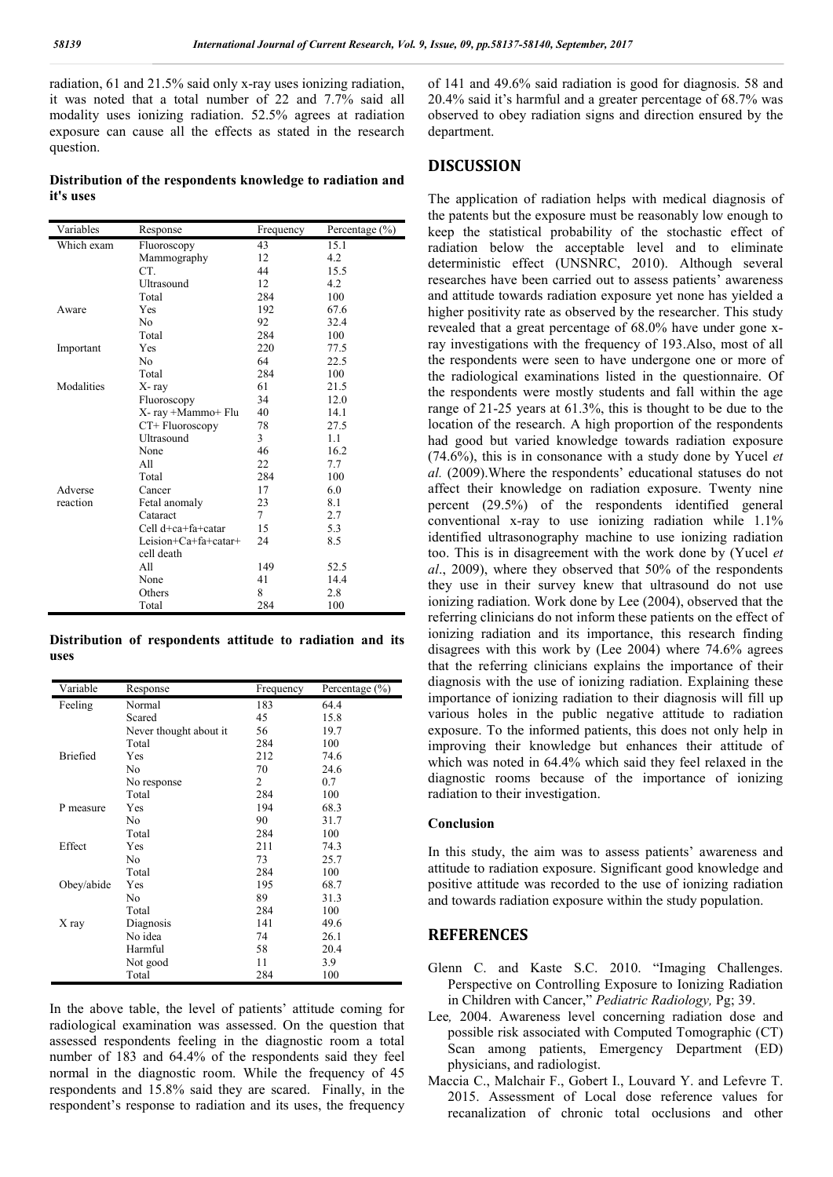radiation, 61 and 21.5% said only x-ray uses ionizing radiation, it was noted that a total number of 22 and 7.7% said all modality uses ionizing radiation. 52.5% agrees at radiation exposure can cause all the effects as stated in the research question.

**Distribution of the respondents knowledge to radiation and it's uses**

| Variables | Response | Frequency | Percentage (%) |
|---|---|---|---|
| Which exam | Fluoroscopy | 43 | 15.1 |
| | Mammography | 12 | 4.2 |
| | CT. | 44 | 15.5 |
| | Ultrasound | 12 | 4.2 |
| | Total | 284 | 100 |
| Aware | Yes | 192 | 67.6 |
| | No | 92 | 32.4 |
| | Total | 284 | 100 |
| Important | Yes | 220 | 77.5 |
| | No | 64 | 22.5 |
| | Total | 284 | 100 |
| Modalities | X- ray | 61 | 21.5 |
| | Fluoroscopy | 34 | 12.0 |
| | X- ray +Mammo+ Flu | 40 | 14.1 |
| | CT+ Fluoroscopy | 78 | 27.5 |
| | Ultrasound | 3 | 1.1 |
| | None | 46 | 16.2 |
| | All | 22 | 7.7 |
| | Total | 284 | 100 |
| Adverse reaction | Cancer | 17 | 6.0 |
| | Fetal anomaly | 23 | 8.1 |
| | Cataract | 7 | 2.7 |
| | Cell d+ca+fa+catar | 15 | 5.3 |
| | Leision+Ca+fa+catar+ cell death | 24 | 8.5 |
| | All | 149 | 52.5 |
| | None | 41 | 14.4 |
| | Others | 8 | 2.8 |
| | Total | 284 | 100 |

**Distribution of respondents attitude to radiation and its uses**

| Variable | Response | Frequency | Percentage (%) |
|---|---|---|---|
| Feeling | Normal | 183 | 64.4 |
| | Scared | 45 | 15.8 |
| | Never thought about it | 56 | 19.7 |
| | Total | 284 | 100 |
| Briefied | Yes | 212 | 74.6 |
| | No | 70 | 24.6 |
| | No response | 2 | 0.7 |
| | Total | 284 | 100 |
| P measure | Yes | 194 | 68.3 |
| | No | 90 | 31.7 |
| | Total | 284 | 100 |
| Effect | Yes | 211 | 74.3 |
| | No | 73 | 25.7 |
| | Total | 284 | 100 |
| Obey/abide | Yes | 195 | 68.7 |
| | No | 89 | 31.3 |
| | Total | 284 | 100 |
| X ray | Diagnosis | 141 | 49.6 |
| | No idea | 74 | 26.1 |
| | Harmful | 58 | 20.4 |
| | Not good | 11 | 3.9 |
| | Total | 284 | 100 |

In the above table, the level of patients' attitude coming for radiological examination was assessed. On the question that assessed respondents feeling in the diagnostic room a total number of 183 and 64.4% of the respondents said they feel normal in the diagnostic room. While the frequency of 45 respondents and 15.8% said they are scared. Finally, in the respondent's response to radiation and its uses, the frequency of 141 and 49.6% said radiation is good for diagnosis. 58 and 20.4% said it's harmful and a greater percentage of 68.7% was observed to obey radiation signs and direction ensured by the department.

## DISCUSSION

The application of radiation helps with medical diagnosis of the patents but the exposure must be reasonably low enough to keep the statistical probability of the stochastic effect of radiation below the acceptable level and to eliminate deterministic effect (UNSNRC, 2010). Although several researches have been carried out to assess patients' awareness and attitude towards radiation exposure yet none has yielded a higher positivity rate as observed by the researcher. This study revealed that a great percentage of 68.0% have under gone x-ray investigations with the frequency of 193.Also, most of all the respondents were seen to have undergone one or more of the radiological examinations listed in the questionnaire. Of the respondents were mostly students and fall within the age range of 21-25 years at 61.3%, this is thought to be due to the location of the research. A high proportion of the respondents had good but varied knowledge towards radiation exposure (74.6%), this is in consonance with a study done by Yucel *et al.* (2009).Where the respondents' educational statuses do not affect their knowledge on radiation exposure. Twenty nine percent (29.5%) of the respondents identified general conventional x-ray to use ionizing radiation while 1.1% identified ultrasonography machine to use ionizing radiation too. This is in disagreement with the work done by (Yucel *et al*., 2009), where they observed that 50% of the respondents they use in their survey knew that ultrasound do not use ionizing radiation. Work done by Lee (2004), observed that the referring clinicians do not inform these patients on the effect of ionizing radiation and its importance, this research finding disagrees with this work by (Lee 2004) where 74.6% agrees that the referring clinicians explains the importance of their diagnosis with the use of ionizing radiation. Explaining these importance of ionizing radiation to their diagnosis will fill up various holes in the public negative attitude to radiation exposure. To the informed patients, this does not only help in improving their knowledge but enhances their attitude of which was noted in 64.4% which said they feel relaxed in the diagnostic rooms because of the importance of ionizing radiation to their investigation.

### Conclusion

In this study, the aim was to assess patients' awareness and attitude to radiation exposure. Significant good knowledge and positive attitude was recorded to the use of ionizing radiation and towards radiation exposure within the study population.

## REFERENCES

Glenn C. and Kaste S.C. 2010. "Imaging Challenges. Perspective on Controlling Exposure to Ionizing Radiation in Children with Cancer," *Pediatric Radiology,* Pg; 39.

Lee*,* 2004. Awareness level concerning radiation dose and possible risk associated with Computed Tomographic (CT) Scan among patients, Emergency Department (ED) physicians, and radiologist.

Maccia C., Malchair F., Gobert I., Louvard Y. and Lefevre T. 2015. Assessment of Local dose reference values for recanalization of chronic total occlusions and other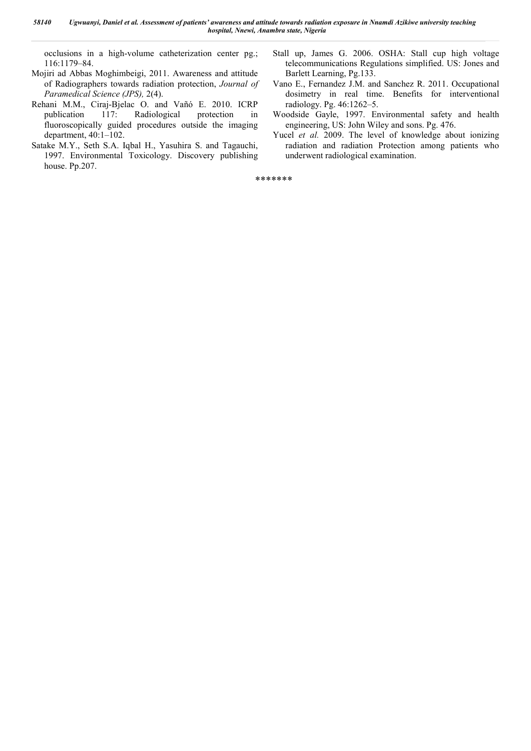occlusions in a high-volume catheterization center pg.; 116:1179–84.

Mojiri ad Abbas Moghimbeigi, 2011. Awareness and attitude of Radiographers towards radiation protection, *Journal of Paramedical Science (JPS),* 2(4).

Rehani M.M., Ciraj-Bjelac O. and Vañó E. 2010. ICRP publication 117: Radiological protection in fluoroscopically guided procedures outside the imaging department, 40:1–102.

Satake M.Y., Seth S.A. Iqbal H., Yasuhira S. and Tagauchi, 1997. Environmental Toxicology. Discovery publishing house. Pp.207.

Stall up, James G. 2006. OSHA: Stall cup high voltage telecommunications Regulations simplified. US: Jones and Barlett Learning, Pg.133.

Vano E., Fernandez J.M. and Sanchez R. 2011. Occupational dosimetry in real time. Benefits for interventional radiology. Pg. 46:1262–5.

Woodside Gayle, 1997. Environmental safety and health engineering, US: John Wiley and sons. Pg. 476.

Yucel *et al.* 2009. The level of knowledge about ionizing radiation and radiation Protection among patients who underwent radiological examination.

*******